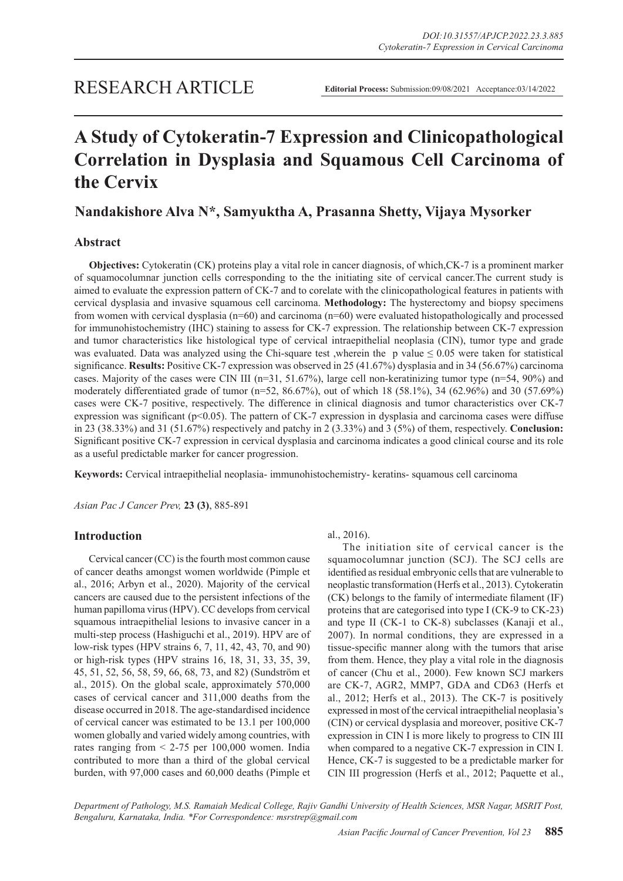RESEARCH ARTICLE

**Editorial Process:** Submission:09/08/2021 Acceptance:03/14/2022

# A Study of Cytokeratin-7 Expression and Clinicopathological Correlation in Dysplasia and Squamous Cell Carcinoma of the Cervix

## Nandakishore Alva N*, Samyuktha A, Prasanna Shetty, Vijaya Mysorker

### Abstract

**Objectives:** Cytokeratin (CK) proteins play a vital role in cancer diagnosis, of which,CK-7 is a prominent marker of squamocolumnar junction cells corresponding to the the initiating site of cervical cancer.The current study is aimed to evaluate the expression pattern of CK-7 and to corelate with the clinicopathological features in patients with cervical dysplasia and invasive squamous cell carcinoma. **Methodology:** The hysterectomy and biopsy specimens from women with cervical dysplasia (n=60) and carcinoma (n=60) were evaluated histopathologically and processed for immunohistochemistry (IHC) staining to assess for CK-7 expression. The relationship between CK-7 expression and tumor characteristics like histological type of cervical intraepithelial neoplasia (CIN), tumor type and grade was evaluated. Data was analyzed using the Chi-square test ,wherein the p value $\leq 0.05$ were taken for statistical significance. **Results:** Positive CK-7 expression was observed in 25 (41.67%) dysplasia and in 34 (56.67%) carcinoma cases. Majority of the cases were CIN III (n=31, 51.67%), large cell non-keratinizing tumor type (n=54, 90%) and moderately differentiated grade of tumor (n=52, 86.67%), out of which 18 (58.1%), 34 (62.96%) and 30 (57.69%) cases were CK-7 positive, respectively. The difference in clinical diagnosis and tumor characteristics over CK-7 expression was significant ($p<0.05$). The pattern of CK-7 expression in dysplasia and carcinoma cases were diffuse in 23 (38.33%) and 31 (51.67%) respectively and patchy in 2 (3.33%) and 3 (5%) of them, respectively. **Conclusion:** Significant positive CK-7 expression in cervical dysplasia and carcinoma indicates a good clinical course and its role as a useful predictable marker for cancer progression.

**Keywords:** Cervical intraepithelial neoplasia- immunohistochemistry- keratins- squamous cell carcinoma

*Asian Pac J Cancer Prev,* **23 (3)**, 885-891

### Introduction

Cervical cancer (CC) is the fourth most common cause of cancer deaths amongst women worldwide (Pimple et al., 2016; Arbyn et al., 2020). Majority of the cervical cancers are caused due to the persistent infections of the human papilloma virus (HPV). CC develops from cervical squamous intraepithelial lesions to invasive cancer in a multi-step process (Hashiguchi et al., 2019). HPV are of low-risk types (HPV strains 6, 7, 11, 42, 43, 70, and 90) or high-risk types (HPV strains 16, 18, 31, 33, 35, 39, 45, 51, 52, 56, 58, 59, 66, 68, 73, and 82) (Sundström et al., 2015). On the global scale, approximately 570,000 cases of cervical cancer and 311,000 deaths from the disease occurred in 2018. The age-standardised incidence of cervical cancer was estimated to be 13.1 per 100,000 women globally and varied widely among countries, with rates ranging from < 2-75 per 100,000 women. India contributed to more than a third of the global cervical burden, with 97,000 cases and 60,000 deaths (Pimple et al., 2016).

The initiation site of cervical cancer is the squamocolumnar junction (SCJ). The SCJ cells are identified as residual embryonic cells that are vulnerable to neoplastic transformation (Herfs et al., 2013). Cytokeratin (CK) belongs to the family of intermediate filament (IF) proteins that are categorised into type I (CK-9 to CK-23) and type II (CK-1 to CK-8) subclasses (Kanaji et al., 2007). In normal conditions, they are expressed in a tissue-specific manner along with the tumors that arise from them. They play a vital role in the diagnosis of cancer (Chu et al., 2000). Few known SCJ markers are CK-7, AGR2, MMP7, GDA and CD63 (Herfs et al., 2012; Herfs et al., 2013). The CK-7 is positively expressed in most of the cervical intraepithelial neoplasia's (CIN) or cervical dysplasia and moreover, positive CK-7 expression in CIN I is more likely to progress to CIN III when compared to a negative CK-7 expression in CIN I. Hence, CK-7 is suggested to be a predictable marker for CIN III progression (Herfs et al., 2012; Paquette et al.,

*Department of Pathology, M.S. Ramaiah Medical College, Rajiv Gandhi University of Health Sciences, MSR Nagar, MSRIT Post, Bengaluru, Karnataka, India. *For Correspondence: msrstrep@gmail.com*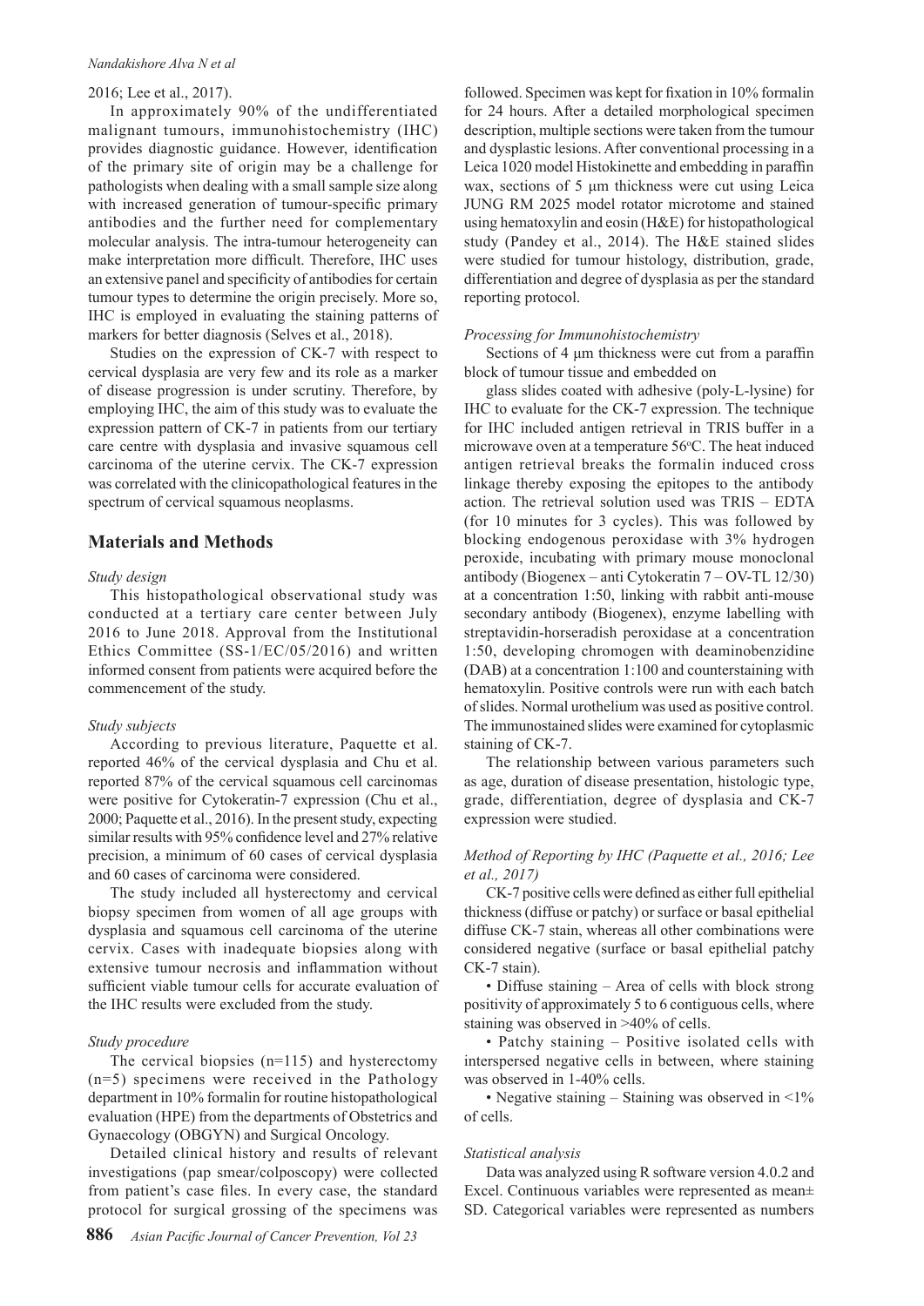2016; Lee et al., 2017).

In approximately 90% of the undifferentiated malignant tumours, immunohistochemistry (IHC) provides diagnostic guidance. However, identification of the primary site of origin may be a challenge for pathologists when dealing with a small sample size along with increased generation of tumour-specific primary antibodies and the further need for complementary molecular analysis. The intra-tumour heterogeneity can make interpretation more difficult. Therefore, IHC uses an extensive panel and specificity of antibodies for certain tumour types to determine the origin precisely. More so, IHC is employed in evaluating the staining patterns of markers for better diagnosis (Selves et al., 2018).

Studies on the expression of CK-7 with respect to cervical dysplasia are very few and its role as a marker of disease progression is under scrutiny. Therefore, by employing IHC, the aim of this study was to evaluate the expression pattern of CK-7 in patients from our tertiary care centre with dysplasia and invasive squamous cell carcinoma of the uterine cervix. The CK-7 expression was correlated with the clinicopathological features in the spectrum of cervical squamous neoplasms.

## Materials and Methods

*Study design*

This histopathological observational study was conducted at a tertiary care center between July 2016 to June 2018. Approval from the Institutional Ethics Committee (SS-1/EC/05/2016) and written informed consent from patients were acquired before the commencement of the study.

*Study subjects*

According to previous literature, Paquette et al. reported 46% of the cervical dysplasia and Chu et al. reported 87% of the cervical squamous cell carcinomas were positive for Cytokeratin-7 expression (Chu et al., 2000; Paquette et al., 2016). In the present study, expecting similar results with 95% confidence level and 27% relative precision, a minimum of 60 cases of cervical dysplasia and 60 cases of carcinoma were considered.

The study included all hysterectomy and cervical biopsy specimen from women of all age groups with dysplasia and squamous cell carcinoma of the uterine cervix. Cases with inadequate biopsies along with extensive tumour necrosis and inflammation without sufficient viable tumour cells for accurate evaluation of the IHC results were excluded from the study.

*Study procedure*

The cervical biopsies (n=115) and hysterectomy (n=5) specimens were received in the Pathology department in 10% formalin for routine histopathological evaluation (HPE) from the departments of Obstetrics and Gynaecology (OBGYN) and Surgical Oncology.

Detailed clinical history and results of relevant investigations (pap smear/colposcopy) were collected from patient's case files. In every case, the standard protocol for surgical grossing of the specimens was followed. Specimen was kept for fixation in 10% formalin for 24 hours. After a detailed morphological specimen description, multiple sections were taken from the tumour and dysplastic lesions. After conventional processing in a Leica 1020 model Histokinette and embedding in paraffin wax, sections of 5 µm thickness were cut using Leica JUNG RM 2025 model rotator microtome and stained using hematoxylin and eosin (H&E) for histopathological study (Pandey et al., 2014). The H&E stained slides were studied for tumour histology, distribution, grade, differentiation and degree of dysplasia as per the standard reporting protocol.

*Processing for Immunohistochemistry*

Sections of 4 µm thickness were cut from a paraffin block of tumour tissue and embedded on glass slides coated with adhesive (poly-L-lysine) for IHC to evaluate for the CK-7 expression. The technique for IHC included antigen retrieval in TRIS buffer in a microwave oven at a temperature 56°C. The heat induced antigen retrieval breaks the formalin induced cross linkage thereby exposing the epitopes to the antibody action. The retrieval solution used was TRIS – EDTA (for 10 minutes for 3 cycles). This was followed by blocking endogenous peroxidase with 3% hydrogen peroxide, incubating with primary mouse monoclonal antibody (Biogenex – anti Cytokeratin 7 – OV-TL 12/30) at a concentration 1:50, linking with rabbit anti-mouse secondary antibody (Biogenex), enzyme labelling with streptavidin-horseradish peroxidase at a concentration 1:50, developing chromogen with deaminobenzidine (DAB) at a concentration 1:100 and counterstaining with hematoxylin. Positive controls were run with each batch of slides. Normal urothelium was used as positive control. The immunostained slides were examined for cytoplasmic staining of CK-7.

The relationship between various parameters such as age, duration of disease presentation, histologic type, grade, differentiation, degree of dysplasia and CK-7 expression were studied.

*Method of Reporting by IHC (Paquette et al., 2016; Lee et al., 2017)*

CK-7 positive cells were defined as either full epithelial thickness (diffuse or patchy) or surface or basal epithelial diffuse CK-7 stain, whereas all other combinations were considered negative (surface or basal epithelial patchy CK-7 stain).

- Diffuse staining – Area of cells with block strong positivity of approximately 5 to 6 contiguous cells, where staining was observed in >40% of cells.
- Patchy staining – Positive isolated cells with interspersed negative cells in between, where staining was observed in 1-40% cells.
- Negative staining – Staining was observed in <1% of cells.

*Statistical analysis*

Data was analyzed using R software version 4.0.2 and Excel. Continuous variables were represented as mean± SD. Categorical variables were represented as numbers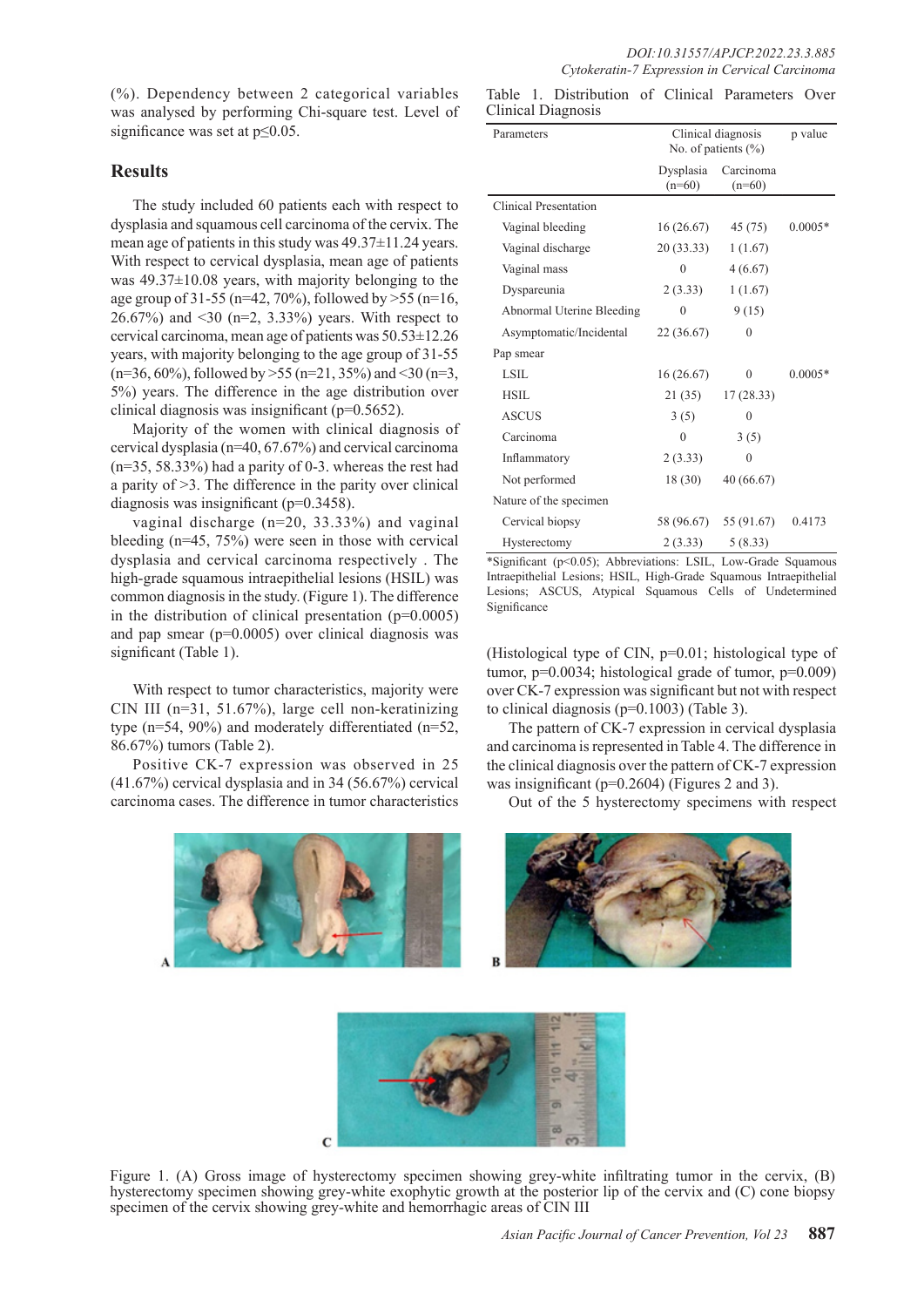(%). Dependency between 2 categorical variables was analysed by performing Chi-square test. Level of significance was set at p≤0.05.

## Results

The study included 60 patients each with respect to dysplasia and squamous cell carcinoma of the cervix. The mean age of patients in this study was 49.37±11.24 years. With respect to cervical dysplasia, mean age of patients was 49.37±10.08 years, with majority belonging to the age group of 31-55 (n=42, 70%), followed by >55 (n=16, 26.67%) and <30 (n=2, 3.33%) years. With respect to cervical carcinoma, mean age of patients was 50.53±12.26 years, with majority belonging to the age group of 31-55 (n=36, 60%), followed by >55 (n=21, 35%) and <30 (n=3, 5%) years. The difference in the age distribution over clinical diagnosis was insignificant (p=0.5652).

Majority of the women with clinical diagnosis of cervical dysplasia (n=40, 67.67%) and cervical carcinoma (n=35, 58.33%) had a parity of 0-3. whereas the rest had a parity of >3. The difference in the parity over clinical diagnosis was insignificant (p=0.3458).

vaginal discharge (n=20, 33.33%) and vaginal bleeding (n=45, 75%) were seen in those with cervical dysplasia and cervical carcinoma respectively . The high-grade squamous intraepithelial lesions (HSIL) was common diagnosis in the study. (Figure 1). The difference in the distribution of clinical presentation (p=0.0005) and pap smear (p=0.0005) over clinical diagnosis was significant (Table 1).

With respect to tumor characteristics, majority were CIN III (n=31, 51.67%), large cell non-keratinizing type (n=54, 90%) and moderately differentiated (n=52, 86.67%) tumors (Table 2).

Positive CK-7 expression was observed in 25 (41.67%) cervical dysplasia and in 34 (56.67%) cervical carcinoma cases. The difference in tumor characteristics (Histological type of CIN, p=0.01; histological type of tumor, p=0.0034; histological grade of tumor, p=0.009) over CK-7 expression was significant but not with respect to clinical diagnosis (p=0.1003) (Table 3).

The pattern of CK-7 expression in cervical dysplasia and carcinoma is represented in Table 4. The difference in the clinical diagnosis over the pattern of CK-7 expression was insignificant (p=0.2604) (Figures 2 and 3).

Out of the 5 hysterectomy specimens with respect

Table 1. Distribution of Clinical Parameters Over Clinical Diagnosis

| Parameters | Clinical diagnosis No. of patients (%) | | p value |
|---|---|---|---|
| | Dysplasia (n=60) | Carcinoma (n=60) | |
| Clinical Presentation | | | |
| Vaginal bleeding | 16 (26.67) | 45 (75) | 0.0005* |
| Vaginal discharge | 20 (33.33) | 1 (1.67) | |
| Vaginal mass | 0 | 4 (6.67) | |
| Dyspareunia | 2 (3.33) | 1 (1.67) | |
| Abnormal Uterine Bleeding | 0 | 9 (15) | |
| Asymptomatic/Incidental | 22 (36.67) | 0 | |
| Pap smear | | | |
| LSIL | 16 (26.67) | 0 | 0.0005* |
| HSIL | 21 (35) | 17 (28.33) | |
| ASCUS | 3 (5) | 0 | |
| Carcinoma | 0 | 3 (5) | |
| Inflammatory | 2 (3.33) | 0 | |
| Not performed | 18 (30) | 40 (66.67) | |
| Nature of the specimen | | | |
| Cervical biopsy | 58 (96.67) | 55 (91.67) | 0.4173 |
| Hysterectomy | 2 (3.33) | 5 (8.33) | |

*Significant (p<0.05); Abbreviations: LSIL, Low-Grade Squamous Intraepithelial Lesions; HSIL, High-Grade Squamous Intraepithelial Lesions; ASCUS, Atypical Squamous Cells of Undetermined Significance

Figure 1. (A) Gross image of hysterectomy specimen showing grey-white infiltrating tumor in the cervix, (B) hysterectomy specimen showing grey-white exophytic growth at the posterior lip of the cervix and (C) cone biopsy specimen of the cervix showing grey-white and hemorrhagic areas of CIN III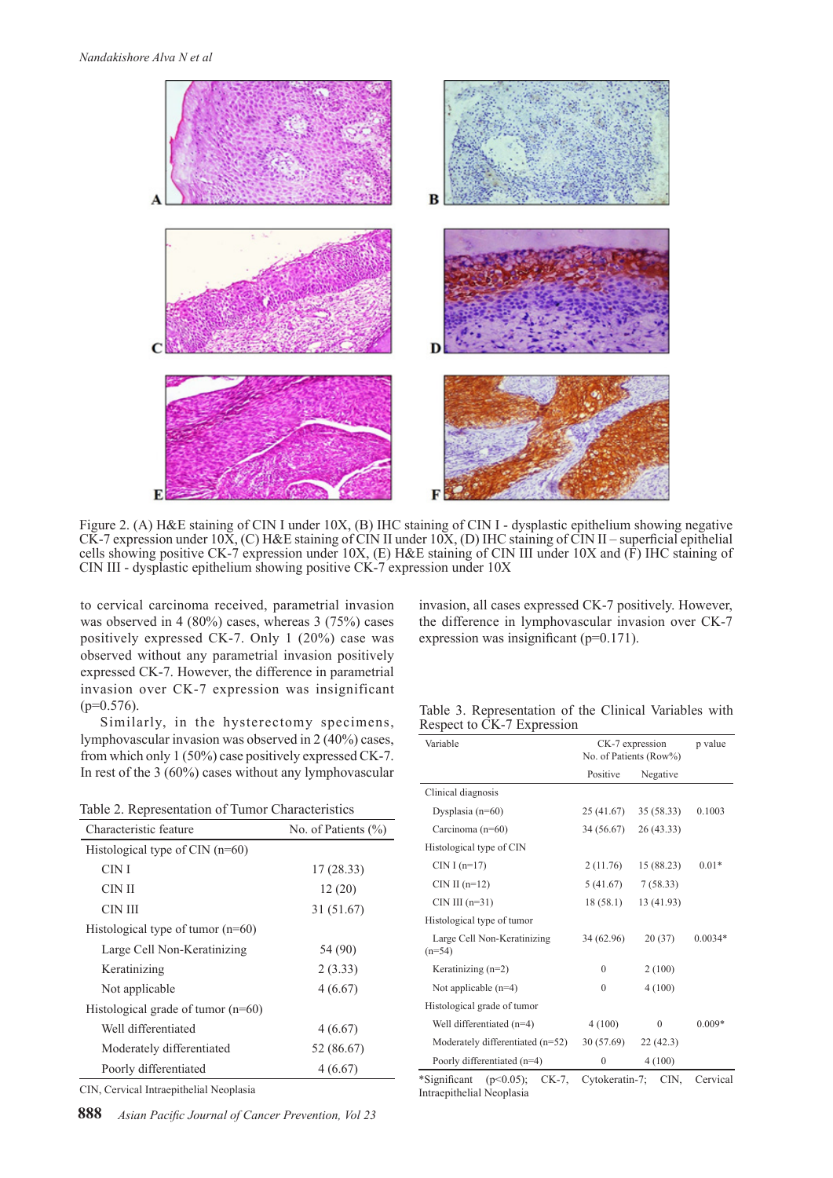Figure 2. (A) H&E staining of CIN I under 10X, (B) IHC staining of CIN I - dysplastic epithelium showing negative CK-7 expression under 10X, (C) H&E staining of CIN II under 10X, (D) IHC staining of CIN II – superficial epithelial cells showing positive CK-7 expression under 10X, (E) H&E staining of CIN III under 10X and (F) IHC staining of CIN III - dysplastic epithelium showing positive CK-7 expression under 10X

to cervical carcinoma received, parametrial invasion was observed in 4 (80%) cases, whereas 3 (75%) cases positively expressed CK-7. Only 1 (20%) case was observed without any parametrial invasion positively expressed CK-7. However, the difference in parametrial invasion over CK-7 expression was insignificant (p=0.576).

Similarly, in the hysterectomy specimens, lymphovascular invasion was observed in 2 (40%) cases, from which only 1 (50%) case positively expressed CK-7. In rest of the 3 (60%) cases without any lymphovascular invasion, all cases expressed CK-7 positively. However, the difference in lymphovascular invasion over CK-7 expression was insignificant (p=0.171).

Table 2. Representation of Tumor Characteristics

| Characteristic feature | No. of Patients (%) |
|---|---|
| Histological type of CIN (n=60) | |
| CIN I | 17 (28.33) |
| CIN II | 12 (20) |
| CIN III | 31 (51.67) |
| Histological type of tumor (n=60) | |
| Large Cell Non-Keratinizing | 54 (90) |
| Keratinizing | 2 (3.33) |
| Not applicable | 4 (6.67) |
| Histological grade of tumor (n=60) | |
| Well differentiated | 4 (6.67) |
| Moderately differentiated | 52 (86.67) |
| Poorly differentiated | 4 (6.67) |

CIN, Cervical Intraepithelial Neoplasia

Table 3. Representation of the Clinical Variables with Respect to CK-7 Expression

| Variable | CK-7 expression No. of Patients (Row%) | | p value |
|---|---|---|---|
| | Positive | Negative | |
| Clinical diagnosis | | | |
| Dysplasia (n=60) | 25 (41.67) | 35 (58.33) | 0.1003 |
| Carcinoma (n=60) | 34 (56.67) | 26 (43.33) | |
| Histological type of CIN | | | |
| CIN I (n=17) | 2 (11.76) | 15 (88.23) | 0.01* |
| CIN II (n=12) | 5 (41.67) | 7 (58.33) | |
| CIN III (n=31) | 18 (58.1) | 13 (41.93) | |
| Histological type of tumor | | | |
| Large Cell Non-Keratinizing (n=54) | 34 (62.96) | 20 (37) | 0.0034* |
| Keratinizing (n=2) | 0 | 2 (100) | |
| Not applicable (n=4) | 0 | 4 (100) | |
| Histological grade of tumor | | | |
| Well differentiated (n=4) | 4 (100) | 0 | 0.009* |
| Moderately differentiated (n=52) | 30 (57.69) | 22 (42.3) | |
| Poorly differentiated (n=4) | 0 | 4 (100) | |

*Significant (p<0.05); CK-7, Cytokeratin-7; CIN, Cervical Intraepithelial Neoplasia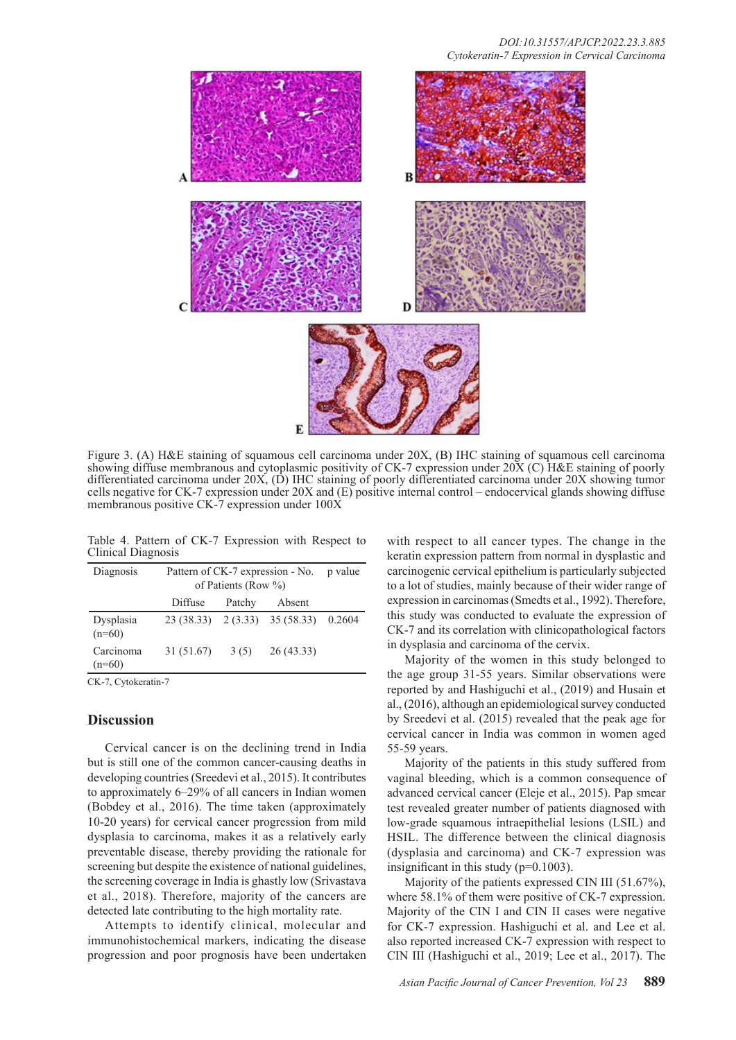Figure 3. (A) H&E staining of squamous cell carcinoma under 20X, (B) IHC staining of squamous cell carcinoma showing diffuse membranous and cytoplasmic positivity of CK-7 expression under 20X (C) H&E staining of poorly differentiated carcinoma under 20X, (D) IHC staining of poorly differentiated carcinoma under 20X showing tumor cells negative for CK-7 expression under 20X and (E) positive internal control – endocervical glands showing diffuse membranous positive CK-7 expression under 100X

Table 4. Pattern of CK-7 Expression with Respect to Clinical Diagnosis

| Diagnosis | Pattern of CK-7 expression - No. of Patients (Row %) | | | p value |
|---|---|---|---|---|
| | Diffuse | Patchy | Absent | |
| Dysplasia (n=60) | 23 (38.33) | 2 (3.33) | 35 (58.33) | 0.2604 |
| Carcinoma (n=60) | 31 (51.67) | 3 (5) | 26 (43.33) | |

CK-7, Cytokeratin-7

## Discussion

Cervical cancer is on the declining trend in India but is still one of the common cancer-causing deaths in developing countries (Sreedevi et al., 2015). It contributes to approximately 6–29% of all cancers in Indian women (Bobdey et al., 2016). The time taken (approximately 10-20 years) for cervical cancer progression from mild dysplasia to carcinoma, makes it as a relatively early preventable disease, thereby providing the rationale for screening but despite the existence of national guidelines, the screening coverage in India is ghastly low (Srivastava et al., 2018). Therefore, majority of the cancers are detected late contributing to the high mortality rate.

Attempts to identify clinical, molecular and immunohistochemical markers, indicating the disease progression and poor prognosis have been undertaken with respect to all cancer types. The change in the keratin expression pattern from normal in dysplastic and carcinogenic cervical epithelium is particularly subjected to a lot of studies, mainly because of their wider range of expression in carcinomas (Smedts et al., 1992). Therefore, this study was conducted to evaluate the expression of CK-7 and its correlation with clinicopathological factors in dysplasia and carcinoma of the cervix.

Majority of the women in this study belonged to the age group 31-55 years. Similar observations were reported by and Hashiguchi et al., (2019) and Husain et al., (2016), although an epidemiological survey conducted by Sreedevi et al. (2015) revealed that the peak age for cervical cancer in India was common in women aged 55-59 years.

Majority of the patients in this study suffered from vaginal bleeding, which is a common consequence of advanced cervical cancer (Eleje et al., 2015). Pap smear test revealed greater number of patients diagnosed with low-grade squamous intraepithelial lesions (LSIL) and HSIL. The difference between the clinical diagnosis (dysplasia and carcinoma) and CK-7 expression was insignificant in this study (p=0.1003).

Majority of the patients expressed CIN III (51.67%), where 58.1% of them were positive of CK-7 expression. Majority of the CIN I and CIN II cases were negative for CK-7 expression. Hashiguchi et al. and Lee et al. also reported increased CK-7 expression with respect to CIN III (Hashiguchi et al., 2019; Lee et al., 2017). The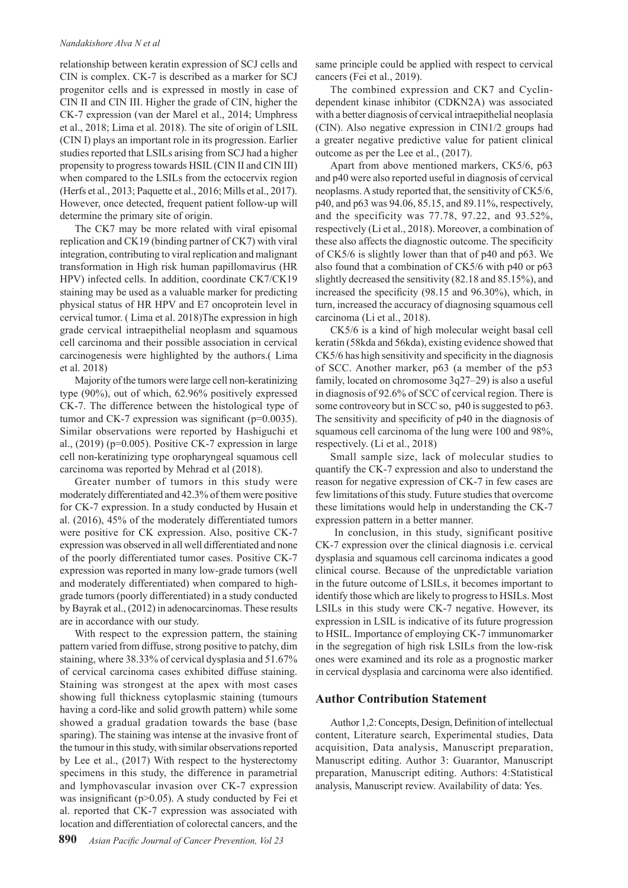relationship between keratin expression of SCJ cells and CIN is complex. CK-7 is described as a marker for SCJ progenitor cells and is expressed in mostly in case of CIN II and CIN III. Higher the grade of CIN, higher the CK-7 expression (van der Marel et al., 2014; Umphress et al., 2018; Lima et al. 2018). The site of origin of LSIL (CIN I) plays an important role in its progression. Earlier studies reported that LSILs arising from SCJ had a higher propensity to progress towards HSIL (CIN II and CIN III) when compared to the LSILs from the ectocervix region (Herfs et al., 2013; Paquette et al., 2016; Mills et al., 2017). However, once detected, frequent patient follow-up will determine the primary site of origin.

The CK7 may be more related with viral episomal replication and CK19 (binding partner of CK7) with viral integration, contributing to viral replication and malignant transformation in High risk human papillomavirus (HR HPV) infected cells. In addition, coordinate CK7/CK19 staining may be used as a valuable marker for predicting physical status of HR HPV and E7 oncoprotein level in cervical tumor. ( Lima et al. 2018)The expression in high grade cervical intraepithelial neoplasm and squamous cell carcinoma and their possible association in cervical carcinogenesis were highlighted by the authors.( Lima et al. 2018)

Majority of the tumors were large cell non-keratinizing type (90%), out of which, 62.96% positively expressed CK-7. The difference between the histological type of tumor and CK-7 expression was significant (p=0.0035). Similar observations were reported by Hashiguchi et al., (2019) (p=0.005). Positive CK-7 expression in large cell non-keratinizing type oropharyngeal squamous cell carcinoma was reported by Mehrad et al (2018).

Greater number of tumors in this study were moderately differentiated and 42.3% of them were positive for CK-7 expression. In a study conducted by Husain et al. (2016), 45% of the moderately differentiated tumors were positive for CK expression. Also, positive CK-7 expression was observed in all well differentiated and none of the poorly differentiated tumor cases. Positive CK-7 expression was reported in many low-grade tumors (well and moderately differentiated) when compared to high-grade tumors (poorly differentiated) in a study conducted by Bayrak et al., (2012) in adenocarcinomas. These results are in accordance with our study.

With respect to the expression pattern, the staining pattern varied from diffuse, strong positive to patchy, dim staining, where 38.33% of cervical dysplasia and 51.67% of cervical carcinoma cases exhibited diffuse staining. Staining was strongest at the apex with most cases showing full thickness cytoplasmic staining (tumours having a cord-like and solid growth pattern) while some showed a gradual gradation towards the base (base sparing). The staining was intense at the invasive front of the tumour in this study, with similar observations reported by Lee et al., (2017) With respect to the hysterectomy specimens in this study, the difference in parametrial and lymphovascular invasion over CK-7 expression was insignificant (p>0.05). A study conducted by Fei et al. reported that CK-7 expression was associated with location and differentiation of colorectal cancers, and the same principle could be applied with respect to cervical cancers (Fei et al., 2019).

The combined expression and CK7 and Cyclin-dependent kinase inhibitor (CDKN2A) was associated with a better diagnosis of cervical intraepithelial neoplasia (CIN). Also negative expression in CIN1/2 groups had a greater negative predictive value for patient clinical outcome as per the Lee et al., (2017).

Apart from above mentioned markers, CK5/6, p63 and p40 were also reported useful in diagnosis of cervical neoplasms. A study reported that, the sensitivity of CK5/6, p40, and p63 was 94.06, 85.15, and 89.11%, respectively, and the specificity was 77.78, 97.22, and 93.52%, respectively (Li et al., 2018). Moreover, a combination of these also affects the diagnostic outcome. The specificity of CK5/6 is slightly lower than that of p40 and p63. We also found that a combination of CK5/6 with p40 or p63 slightly decreased the sensitivity (82.18 and 85.15%), and increased the specificity (98.15 and 96.30%), which, in turn, increased the accuracy of diagnosing squamous cell carcinoma (Li et al., 2018).

CK5/6 is a kind of high molecular weight basal cell keratin (58kda and 56kda), existing evidence showed that CK5/6 has high sensitivity and specificity in the diagnosis of SCC. Another marker, p63 (a member of the p53 family, located on chromosome 3q27–29) is also a useful in diagnosis of 92.6% of SCC of cervical region. There is some controveory but in SCC so, p40 is suggested to p63. The sensitivity and specificity of p40 in the diagnosis of squamous cell carcinoma of the lung were 100 and 98%, respectively. (Li et al., 2018)

Small sample size, lack of molecular studies to quantify the CK-7 expression and also to understand the reason for negative expression of CK-7 in few cases are few limitations of this study. Future studies that overcome these limitations would help in understanding the CK-7 expression pattern in a better manner.

In conclusion, in this study, significant positive CK-7 expression over the clinical diagnosis i.e. cervical dysplasia and squamous cell carcinoma indicates a good clinical course. Because of the unpredictable variation in the future outcome of LSILs, it becomes important to identify those which are likely to progress to HSILs. Most LSILs in this study were CK-7 negative. However, its expression in LSIL is indicative of its future progression to HSIL. Importance of employing CK-7 immunomarker in the segregation of high risk LSILs from the low-risk ones were examined and its role as a prognostic marker in cervical dysplasia and carcinoma were also identified.

## Author Contribution Statement

Author 1,2: Concepts, Design, Definition of intellectual content, Literature search, Experimental studies, Data acquisition, Data analysis, Manuscript preparation, Manuscript editing. Author 3: Guarantor, Manuscript preparation, Manuscript editing. Authors: 4:Statistical analysis, Manuscript review. Availability of data: Yes.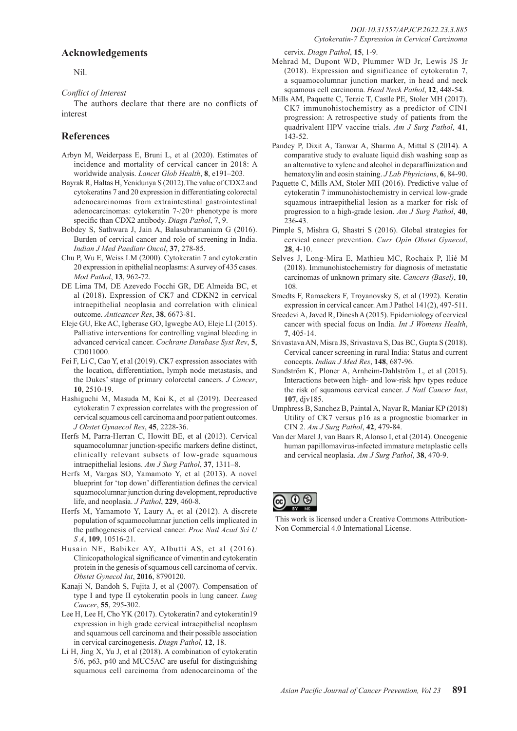## Acknowledgements

Nil.

*Conflict of Interest*

The authors declare that there are no conflicts of interest

## References

Arbyn M, Weiderpass E, Bruni L, et al (2020). Estimates of incidence and mortality of cervical cancer in 2018: A worldwide analysis. *Lancet Glob Health*, **8**, e191–203.

Bayrak R, Haltas H, Yenidunya S (2012).The value of CDX2 and cytokeratins 7 and 20 expression in differentiating colorectal adenocarcinomas from extraintestinal gastrointestinal adenocarcinomas: cytokeratin 7-/20+ phenotype is more specific than CDX2 antibody. *Diagn Pathol*, 7, 9.

Bobdey S, Sathwara J, Jain A, Balasubramaniam G (2016). Burden of cervical cancer and role of screening in India. *Indian J Med Paediatr Oncol*, **37**, 278-85.

Chu P, Wu E, Weiss LM (2000). Cytokeratin 7 and cytokeratin 20 expression in epithelial neoplasms: A survey of 435 cases. *Mod Pathol*, **13**, 962-72.

DE Lima TM, DE Azevedo Focchi GR, DE Almeida BC, et al (2018). Expression of CK7 and CDKN2 in cervical intraepithelial neoplasia and correlation with clinical outcome. *Anticancer Res*, **38**, 6673-81.

Eleje GU, Eke AC, Igberase GO, Igwegbe AO, Eleje LI (2015). Palliative interventions for controlling vaginal bleeding in advanced cervical cancer. *Cochrane Database Syst Rev*, **5**, CD011000.

Fei F, Li C, Cao Y, et al (2019). CK7 expression associates with the location, differentiation, lymph node metastasis, and the Dukes' stage of primary colorectal cancers. *J Cancer*, **10**, 2510-19.

Hashiguchi M, Masuda M, Kai K, et al (2019). Decreased cytokeratin 7 expression correlates with the progression of cervical squamous cell carcinoma and poor patient outcomes. *J Obstet Gynaecol Res*, **45**, 2228-36.

Herfs M, Parra-Herran C, Howitt BE, et al (2013). Cervical squamocolumnar junction-specific markers define distinct, clinically relevant subsets of low-grade squamous intraepithelial lesions. *Am J Surg Pathol*, **37**, 1311–8.

Herfs M, Vargas SO, Yamamoto Y, et al (2013). A novel blueprint for 'top down' differentiation defines the cervical squamocolumnar junction during development, reproductive life, and neoplasia. *J Pathol*, **229**, 460-8.

Herfs M, Yamamoto Y, Laury A, et al (2012). A discrete population of squamocolumnar junction cells implicated in the pathogenesis of cervical cancer. *Proc Natl Acad Sci U S A*, **109**, 10516-21.

Husain NE, Babiker AY, Albutti AS, et al (2016). Clinicopathological significance of vimentin and cytokeratin protein in the genesis of squamous cell carcinoma of cervix. *Obstet Gynecol Int*, **2016**, 8790120.

Kanaji N, Bandoh S, Fujita J, et al (2007). Compensation of type I and type II cytokeratin pools in lung cancer. *Lung Cancer*, **55**, 295-302.

Lee H, Lee H, Cho YK (2017). Cytokeratin7 and cytokeratin19 expression in high grade cervical intraepithelial neoplasm and squamous cell carcinoma and their possible association in cervical carcinogenesis. *Diagn Pathol*, **12**, 18.

Li H, Jing X, Yu J, et al (2018). A combination of cytokeratin 5/6, p63, p40 and MUC5AC are useful for distinguishing squamous cell carcinoma from adenocarcinoma of the cervix. *Diagn Pathol*, **15**, 1-9.

Mehrad M, Dupont WD, Plummer WD Jr, Lewis JS Jr (2018). Expression and significance of cytokeratin 7, a squamocolumnar junction marker, in head and neck squamous cell carcinoma. *Head Neck Pathol*, **12**, 448-54.

Mills AM, Paquette C, Terzic T, Castle PE, Stoler MH (2017). CK7 immunohistochemistry as a predictor of CIN1 progression: A retrospective study of patients from the quadrivalent HPV vaccine trials. *Am J Surg Pathol*, **41**, 143-52.

Pandey P, Dixit A, Tanwar A, Sharma A, Mittal S (2014). A comparative study to evaluate liquid dish washing soap as an alternative to xylene and alcohol in deparaffinization and hematoxylin and eosin staining. *J Lab Physicians*, **6**, 84-90.

Paquette C, Mills AM, Stoler MH (2016). Predictive value of cytokeratin 7 immunohistochemistry in cervical low-grade squamous intraepithelial lesion as a marker for risk of progression to a high-grade lesion. *Am J Surg Pathol*, **40**, 236-43.

Pimple S, Mishra G, Shastri S (2016). Global strategies for cervical cancer prevention. *Curr Opin Obstet Gynecol*, **28**, 4-10.

Selves J, Long-Mira E, Mathieu MC, Rochaix P, Ilié M (2018). Immunohistochemistry for diagnosis of metastatic carcinomas of unknown primary site. *Cancers (Basel)*, **10**, 108.

Smedts F, Ramaekers F, Troyanovsky S, et al (1992). Keratin expression in cervical cancer. Am J Pathol 141(2), 497-511.

Sreedevi A, Javed R, Dinesh A (2015). Epidemiology of cervical cancer with special focus on India. *Int J Womens Health*, **7**, 405-14.

Srivastava AN, Misra JS, Srivastava S, Das BC, Gupta S (2018). Cervical cancer screening in rural India: Status and current concepts. *Indian J Med Res*, **148**, 687-96.

Sundström K, Ploner A, Arnheim-Dahlström L, et al (2015). Interactions between high- and low-risk hpv types reduce the risk of squamous cervical cancer. *J Natl Cancer Inst*, **107**, djv185.

Umphress B, Sanchez B, Paintal A, Nayar R, Maniar KP (2018) Utility of CK7 versus p16 as a prognostic biomarker in CIN 2. *Am J Surg Pathol*, **42**, 479-84.

Van der Marel J, van Baars R, Alonso I, et al (2014). Oncogenic human papillomavirus-infected immature metaplastic cells and cervical neoplasia. *Am J Surg Pathol*, **38**, 470-9.

This work is licensed under a Creative Commons Attribution-Non Commercial 4.0 International License.